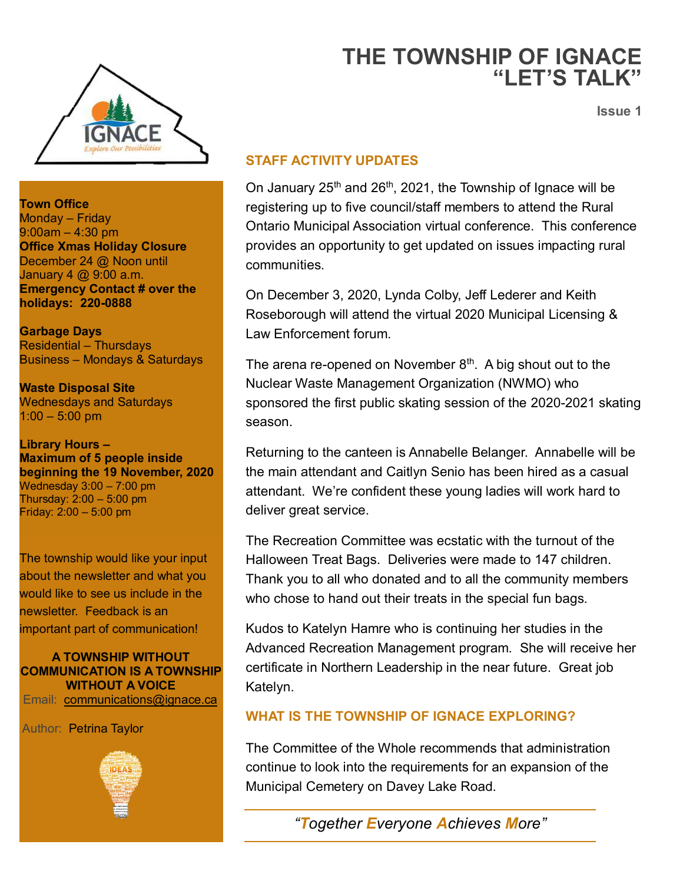# THE TOWNSHIP OF IGNACE
# "LET'S TALK"

Issue 1

**Town Office**
Monday – Friday
9:00am – 4:30 pm
**Office Xmas Holiday Closure**
December 24 @ Noon until
January 4 @ 9:00 a.m.
**Emergency Contact # over the holidays: 220-0888**

**Garbage Days**
Residential – Thursdays
Business – Mondays & Saturdays

**Waste Disposal Site**
Wednesdays and Saturdays
1:00 – 5:00 pm

**Library Hours –**
**Maximum of 5 people inside beginning the 19 November, 2020**
Wednesday 3:00 – 7:00 pm
Thursday: 2:00 – 5:00 pm
Friday: 2:00 – 5:00 pm

The township would like your input about the newsletter and what you would like to see us include in the newsletter. Feedback is an important part of communication!

**A TOWNSHIP WITHOUT COMMUNICATION IS A TOWNSHIP WITHOUT A VOICE**

Email: communications@ignace.ca

Author: Petrina Taylor

## STAFF ACTIVITY UPDATES

On January 25th and 26th, 2021, the Township of Ignace will be registering up to five council/staff members to attend the Rural Ontario Municipal Association virtual conference. This conference provides an opportunity to get updated on issues impacting rural communities.

On December 3, 2020, Lynda Colby, Jeff Lederer and Keith Roseborough will attend the virtual 2020 Municipal Licensing & Law Enforcement forum.

The arena re-opened on November 8th. A big shout out to the Nuclear Waste Management Organization (NWMO) who sponsored the first public skating session of the 2020-2021 skating season.

Returning to the canteen is Annabelle Belanger. Annabelle will be the main attendant and Caitlyn Senio has been hired as a casual attendant. We're confident these young ladies will work hard to deliver great service.

The Recreation Committee was ecstatic with the turnout of the Halloween Treat Bags. Deliveries were made to 147 children. Thank you to all who donated and to all the community members who chose to hand out their treats in the special fun bags.

Kudos to Katelyn Hamre who is continuing her studies in the Advanced Recreation Management program. She will receive her certificate in Northern Leadership in the near future. Great job Katelyn.

## WHAT IS THE TOWNSHIP OF IGNACE EXPLORING?

The Committee of the Whole recommends that administration continue to look into the requirements for an expansion of the Municipal Cemetery on Davey Lake Road.

*"Together Everyone Achieves More"*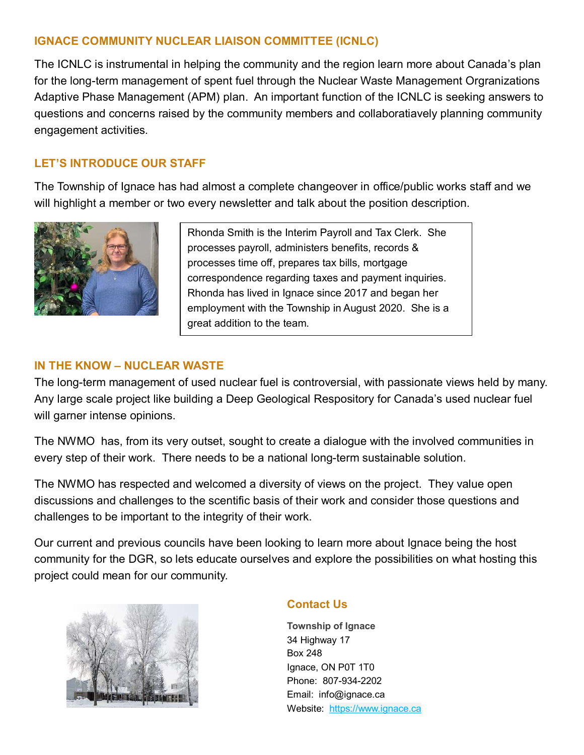## IGNACE COMMUNITY NUCLEAR LIAISON COMMITTEE (ICNLC)

The ICNLC is instrumental in helping the community and the region learn more about Canada's plan for the long-term management of spent fuel through the Nuclear Waste Management Orgranizations Adaptive Phase Management (APM) plan. An important function of the ICNLC is seeking answers to questions and concerns raised by the community members and collaboratiavely planning community engagement activities.

## LET'S INTRODUCE OUR STAFF

The Township of Ignace has had almost a complete changeover in office/public works staff and we will highlight a member or two every newsletter and talk about the position description.

Rhonda Smith is the Interim Payroll and Tax Clerk. She processes payroll, administers benefits, records & processes time off, prepares tax bills, mortgage correspondence regarding taxes and payment inquiries. Rhonda has lived in Ignace since 2017 and began her employment with the Township in August 2020. She is a great addition to the team.

## IN THE KNOW – NUCLEAR WASTE

The long-term management of used nuclear fuel is controversial, with passionate views held by many. Any large scale project like building a Deep Geological Respository for Canada's used nuclear fuel will garner intense opinions.

The NWMO has, from its very outset, sought to create a dialogue with the involved communities in every step of their work. There needs to be a national long-term sustainable solution.

The NWMO has respected and welcomed a diversity of views on the project. They value open discussions and challenges to the scientific basis of their work and consider those questions and challenges to be important to the integrity of their work.

Our current and previous councils have been looking to learn more about Ignace being the host community for the DGR, so lets educate ourselves and explore the possibilities on what hosting this project could mean for our community.

## Contact Us

**Township of Ignace**
34 Highway 17
Box 248
Ignace, ON P0T 1T0
Phone: 807-934-2202
Email: info@ignace.ca
Website: https://www.ignace.ca